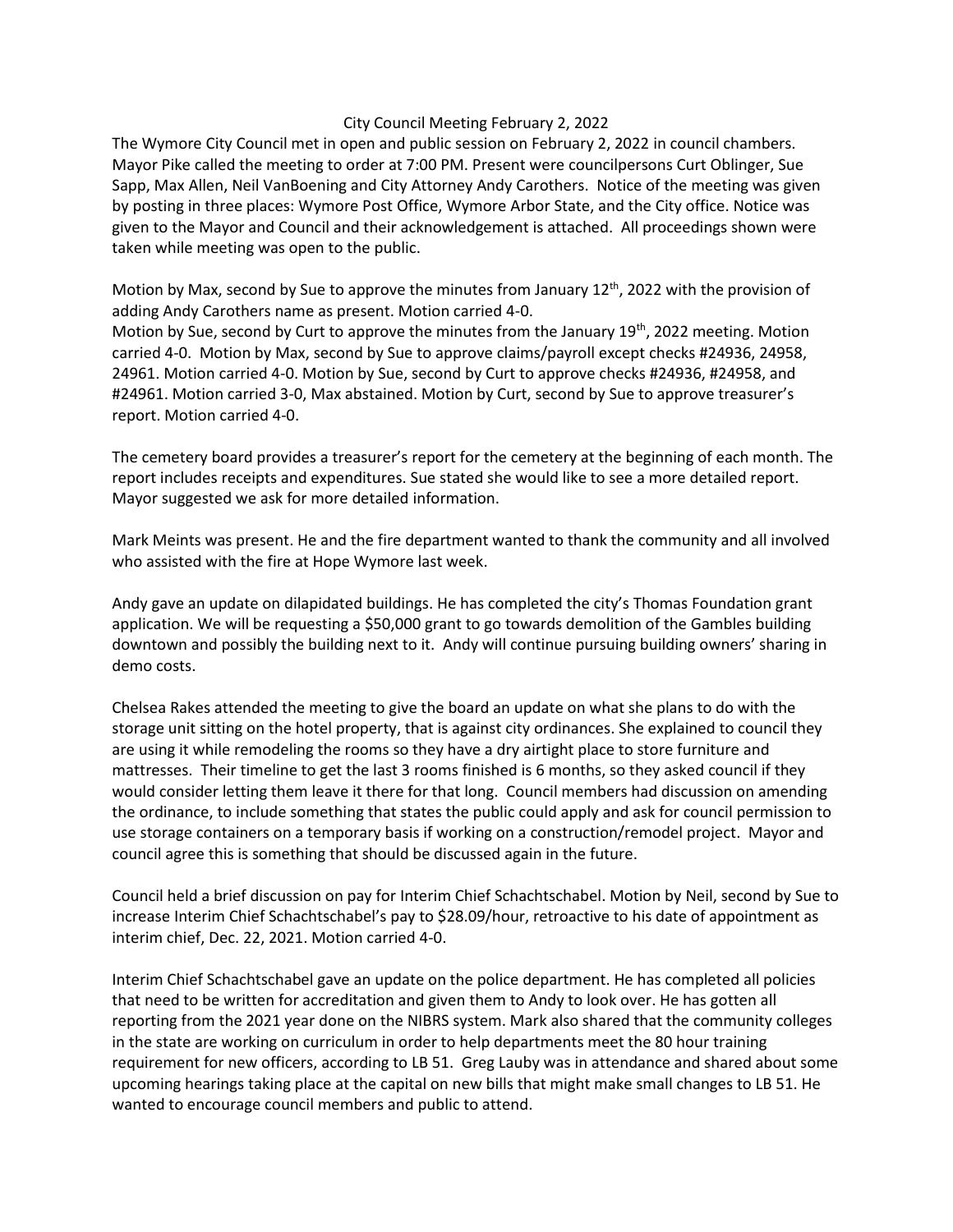# City Council Meeting February 2, 2022

The Wymore City Council met in open and public session on February 2, 2022 in council chambers. Mayor Pike called the meeting to order at 7:00 PM. Present were councilpersons Curt Oblinger, Sue Sapp, Max Allen, Neil VanBoening and City Attorney Andy Carothers. Notice of the meeting was given by posting in three places: Wymore Post Office, Wymore Arbor State, and the City office. Notice was given to the Mayor and Council and their acknowledgement is attached. All proceedings shown were taken while meeting was open to the public.

Motion by Max, second by Sue to approve the minutes from January 12th, 2022 with the provision of adding Andy Carothers name as present. Motion carried 4-0.
Motion by Sue, second by Curt to approve the minutes from the January 19th, 2022 meeting. Motion carried 4-0. Motion by Max, second by Sue to approve claims/payroll except checks #24936, 24958, 24961. Motion carried 4-0. Motion by Sue, second by Curt to approve checks #24936, #24958, and #24961. Motion carried 3-0, Max abstained. Motion by Curt, second by Sue to approve treasurer's report. Motion carried 4-0.

The cemetery board provides a treasurer's report for the cemetery at the beginning of each month. The report includes receipts and expenditures. Sue stated she would like to see a more detailed report. Mayor suggested we ask for more detailed information.

Mark Meints was present. He and the fire department wanted to thank the community and all involved who assisted with the fire at Hope Wymore last week.

Andy gave an update on dilapidated buildings. He has completed the city's Thomas Foundation grant application. We will be requesting a $50,000 grant to go towards demolition of the Gambles building downtown and possibly the building next to it. Andy will continue pursuing building owners' sharing in demo costs.

Chelsea Rakes attended the meeting to give the board an update on what she plans to do with the storage unit sitting on the hotel property, that is against city ordinances. She explained to council they are using it while remodeling the rooms so they have a dry airtight place to store furniture and mattresses. Their timeline to get the last 3 rooms finished is 6 months, so they asked council if they would consider letting them leave it there for that long. Council members had discussion on amending the ordinance, to include something that states the public could apply and ask for council permission to use storage containers on a temporary basis if working on a construction/remodel project. Mayor and council agree this is something that should be discussed again in the future.

Council held a brief discussion on pay for Interim Chief Schachtschabel. Motion by Neil, second by Sue to increase Interim Chief Schachtschabel's pay to $28.09/hour, retroactive to his date of appointment as interim chief, Dec. 22, 2021. Motion carried 4-0.

Interim Chief Schachtschabel gave an update on the police department. He has completed all policies that need to be written for accreditation and given them to Andy to look over. He has gotten all reporting from the 2021 year done on the NIBRS system. Mark also shared that the community colleges in the state are working on curriculum in order to help departments meet the 80 hour training requirement for new officers, according to LB 51. Greg Lauby was in attendance and shared about some upcoming hearings taking place at the capital on new bills that might make small changes to LB 51. He wanted to encourage council members and public to attend.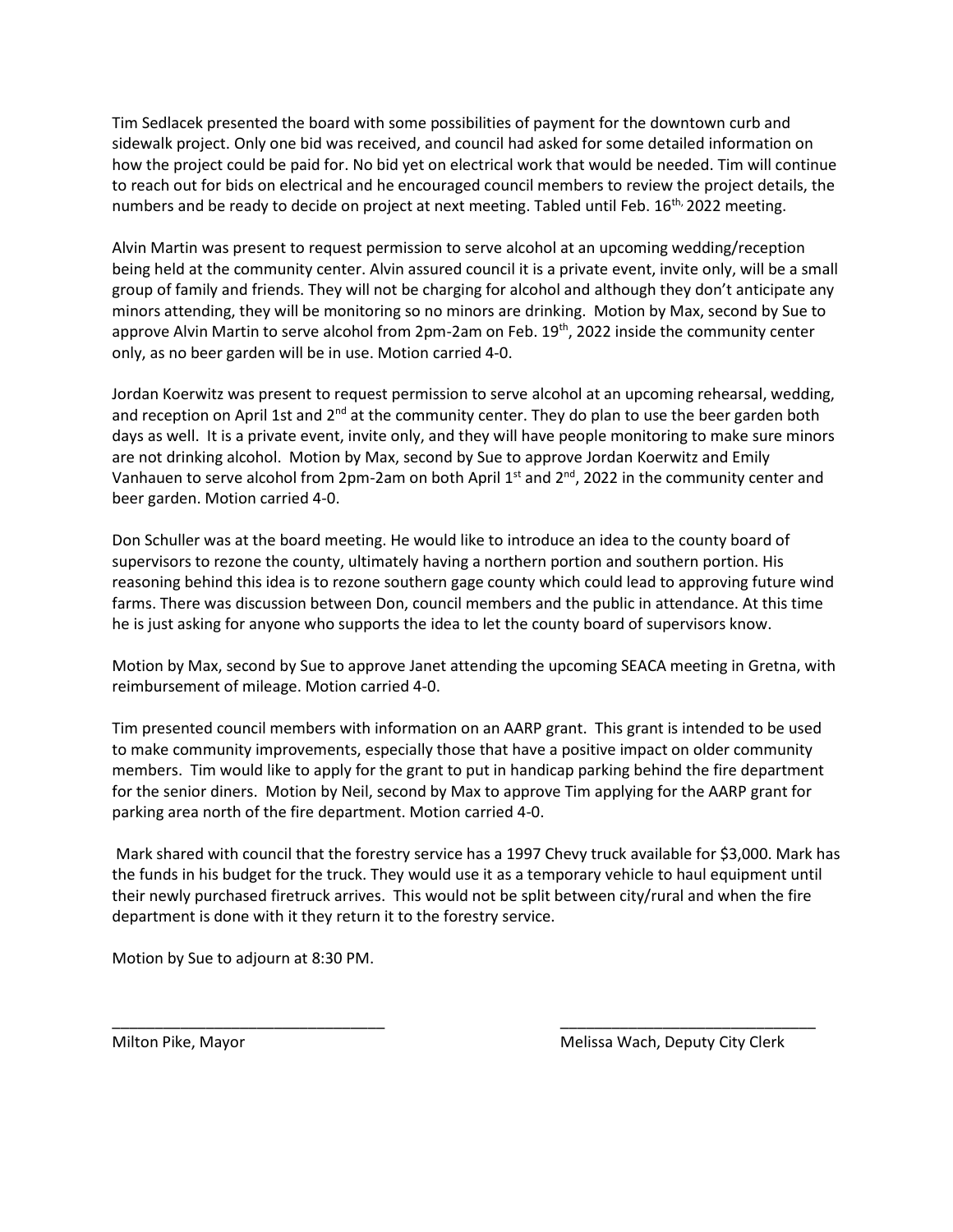Tim Sedlacek presented the board with some possibilities of payment for the downtown curb and sidewalk project. Only one bid was received, and council had asked for some detailed information on how the project could be paid for. No bid yet on electrical work that would be needed. Tim will continue to reach out for bids on electrical and he encouraged council members to review the project details, the numbers and be ready to decide on project at next meeting. Tabled until Feb. 16th, 2022 meeting.

Alvin Martin was present to request permission to serve alcohol at an upcoming wedding/reception being held at the community center. Alvin assured council it is a private event, invite only, will be a small group of family and friends. They will not be charging for alcohol and although they don't anticipate any minors attending, they will be monitoring so no minors are drinking. Motion by Max, second by Sue to approve Alvin Martin to serve alcohol from 2pm-2am on Feb. 19th, 2022 inside the community center only, as no beer garden will be in use. Motion carried 4-0.

Jordan Koerwitz was present to request permission to serve alcohol at an upcoming rehearsal, wedding, and reception on April 1st and 2nd at the community center. They do plan to use the beer garden both days as well. It is a private event, invite only, and they will have people monitoring to make sure minors are not drinking alcohol. Motion by Max, second by Sue to approve Jordan Koerwitz and Emily Vanhauen to serve alcohol from 2pm-2am on both April 1st and 2nd, 2022 in the community center and beer garden. Motion carried 4-0.

Don Schuller was at the board meeting. He would like to introduce an idea to the county board of supervisors to rezone the county, ultimately having a northern portion and southern portion. His reasoning behind this idea is to rezone southern gage county which could lead to approving future wind farms. There was discussion between Don, council members and the public in attendance. At this time he is just asking for anyone who supports the idea to let the county board of supervisors know.

Motion by Max, second by Sue to approve Janet attending the upcoming SEACA meeting in Gretna, with reimbursement of mileage. Motion carried 4-0.

Tim presented council members with information on an AARP grant. This grant is intended to be used to make community improvements, especially those that have a positive impact on older community members. Tim would like to apply for the grant to put in handicap parking behind the fire department for the senior diners. Motion by Neil, second by Max to approve Tim applying for the AARP grant for parking area north of the fire department. Motion carried 4-0.

Mark shared with council that the forestry service has a 1997 Chevy truck available for $3,000. Mark has the funds in his budget for the truck. They would use it as a temporary vehicle to haul equipment until their newly purchased firetruck arrives. This would not be split between city/rural and when the fire department is done with it they return it to the forestry service.

Motion by Sue to adjourn at 8:30 PM.

\_\_\_\_\_\_\_\_\_\_\_\_\_\_\_\_\_\_\_\_\_\_\_\_\_\_\_\_\_\_\_\_

Milton Pike, Mayor

\_\_\_\_\_\_\_\_\_\_\_\_\_\_\_\_\_\_\_\_\_\_\_\_\_\_\_\_\_\_\_\_

Melissa Wach, Deputy City Clerk